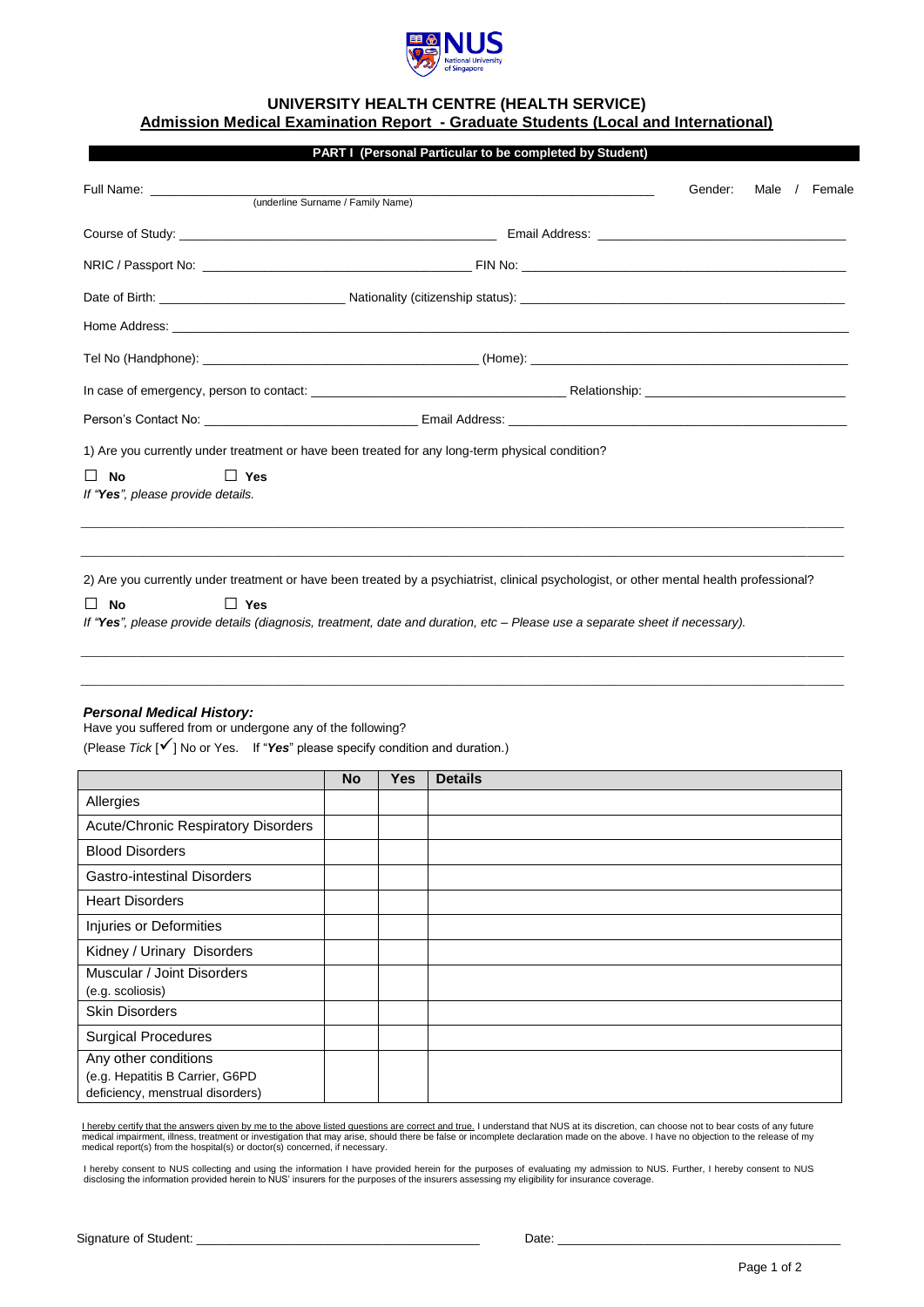## UNIVERSITY HEALTH CENTRE (HEALTH SERVICE)

## Admission Medical Examination Report - Graduate Students (Local and International)

**PART I (Personal Particular to be completed by Student)**

Full Name: \_\_\_\_\_\_\_\_\_\_\_\_\_\_\_\_\_\_\_\_\_\_\_\_\_\_\_\_\_\_\_\_\_\_\_\_\_\_\_\_\_\_\_\_\_\_\_\_ Gender: Male / Female
(underline Surname / Family Name)

Course of Study: \_\_\_\_\_\_\_\_\_\_\_\_\_\_\_\_\_\_\_\_\_\_\_\_\_\_\_\_\_\_\_\_ Email Address: \_\_\_\_\_\_\_\_\_\_\_\_\_\_\_\_\_\_\_\_\_\_\_\_\_\_

NRIC / Passport No: \_\_\_\_\_\_\_\_\_\_\_\_\_\_\_\_\_\_\_\_\_\_\_\_\_\_\_\_ FIN No: \_\_\_\_\_\_\_\_\_\_\_\_\_\_\_\_\_\_\_\_\_\_\_\_\_\_\_\_\_\_\_\_

Date of Birth: \_\_\_\_\_\_\_\_\_\_\_\_\_\_\_\_\_\_\_ Nationality (citizenship status): \_\_\_\_\_\_\_\_\_\_\_\_\_\_\_\_\_\_\_\_\_\_\_\_\_\_\_\_\_\_\_\_

Home Address: \_\_\_\_\_\_\_\_\_\_\_\_\_\_\_\_\_\_\_\_\_\_\_\_\_\_\_\_\_\_\_\_\_\_\_\_\_\_\_\_\_\_\_\_\_\_\_\_\_\_\_\_\_\_\_\_\_\_\_\_\_\_\_\_\_\_\_\_

Tel No (Handphone): \_\_\_\_\_\_\_\_\_\_\_\_\_\_\_\_\_\_\_\_\_\_\_\_\_\_\_\_ (Home): \_\_\_\_\_\_\_\_\_\_\_\_\_\_\_\_\_\_\_\_\_\_\_\_\_\_\_\_\_\_\_\_

In case of emergency, person to contact: \_\_\_\_\_\_\_\_\_\_\_\_\_\_\_\_\_\_\_\_\_\_\_\_\_\_ Relationship: \_\_\_\_\_\_\_\_\_\_\_\_\_\_\_\_\_\_\_\_

Person's Contact No: \_\_\_\_\_\_\_\_\_\_\_\_\_\_\_\_\_\_\_\_\_\_ Email Address: \_\_\_\_\_\_\_\_\_\_\_\_\_\_\_\_\_\_\_\_\_\_\_\_\_\_\_\_\_\_\_\_\_\_

1) Are you currently under treatment or have been treated for any long-term physical condition?

☐ **No** ☐ **Yes**

*If "**Yes**", please provide details.*

\_\_\_\_\_\_\_\_\_\_\_\_\_\_\_\_\_\_\_\_\_\_\_\_\_\_\_\_\_\_\_\_\_\_\_\_\_\_\_\_\_\_\_\_\_\_\_\_\_\_\_\_\_\_\_\_\_\_\_\_\_\_\_\_\_\_\_\_\_\_\_\_\_\_\_\_\_\_

\_\_\_\_\_\_\_\_\_\_\_\_\_\_\_\_\_\_\_\_\_\_\_\_\_\_\_\_\_\_\_\_\_\_\_\_\_\_\_\_\_\_\_\_\_\_\_\_\_\_\_\_\_\_\_\_\_\_\_\_\_\_\_\_\_\_\_\_\_\_\_\_\_\_\_\_\_\_

2) Are you currently under treatment or have been treated by a psychiatrist, clinical psychologist, or other mental health professional?

☐ **No** ☐ **Yes**

*If "**Yes**", please provide details (diagnosis, treatment, date and duration, etc – Please use a separate sheet if necessary).*

\_\_\_\_\_\_\_\_\_\_\_\_\_\_\_\_\_\_\_\_\_\_\_\_\_\_\_\_\_\_\_\_\_\_\_\_\_\_\_\_\_\_\_\_\_\_\_\_\_\_\_\_\_\_\_\_\_\_\_\_\_\_\_\_\_\_\_\_\_\_\_\_\_\_\_\_\_\_

\_\_\_\_\_\_\_\_\_\_\_\_\_\_\_\_\_\_\_\_\_\_\_\_\_\_\_\_\_\_\_\_\_\_\_\_\_\_\_\_\_\_\_\_\_\_\_\_\_\_\_\_\_\_\_\_\_\_\_\_\_\_\_\_\_\_\_\_\_\_\_\_\_\_\_\_\_\_

### *Personal Medical History:*

Have you suffered from or undergone any of the following?

(Please *Tick* [✓] No or Yes. If "***Yes***" please specify condition and duration.)

| | No | Yes | Details |
|---|---|---|---|
| Allergies | | | |
| Acute/Chronic Respiratory Disorders | | | |
| Blood Disorders | | | |
| Gastro-intestinal Disorders | | | |
| Heart Disorders | | | |
| Injuries or Deformities | | | |
| Kidney / Urinary Disorders | | | |
| Muscular / Joint Disorders (e.g. scoliosis) | | | |
| Skin Disorders | | | |
| Surgical Procedures | | | |
| Any other conditions (e.g. Hepatitis B Carrier, G6PD deficiency, menstrual disorders) | | | |

I hereby certify that the answers given by me to the above listed questions are correct and true. I understand that NUS at its discretion, can choose not to bear costs of any future medical impairment, illness, treatment or investigation that may arise, should there be false or incomplete declaration made on the above. I have no objection to the release of my medical report(s) from the hospital(s) or doctor(s) concerned, if necessary.

I hereby consent to NUS collecting and using the information I have provided herein for the purposes of evaluating my admission to NUS. Further, I hereby consent to NUS disclosing the information provided herein to NUS' insurers for the purposes of the insurers assessing my eligibility for insurance coverage.

Signature of Student: \_\_\_\_\_\_\_\_\_\_\_\_\_\_\_\_\_\_\_\_\_\_\_\_\_\_\_\_\_\_ Date: \_\_\_\_\_\_\_\_\_\_\_\_\_\_\_\_\_\_\_\_\_\_\_\_\_\_\_\_\_\_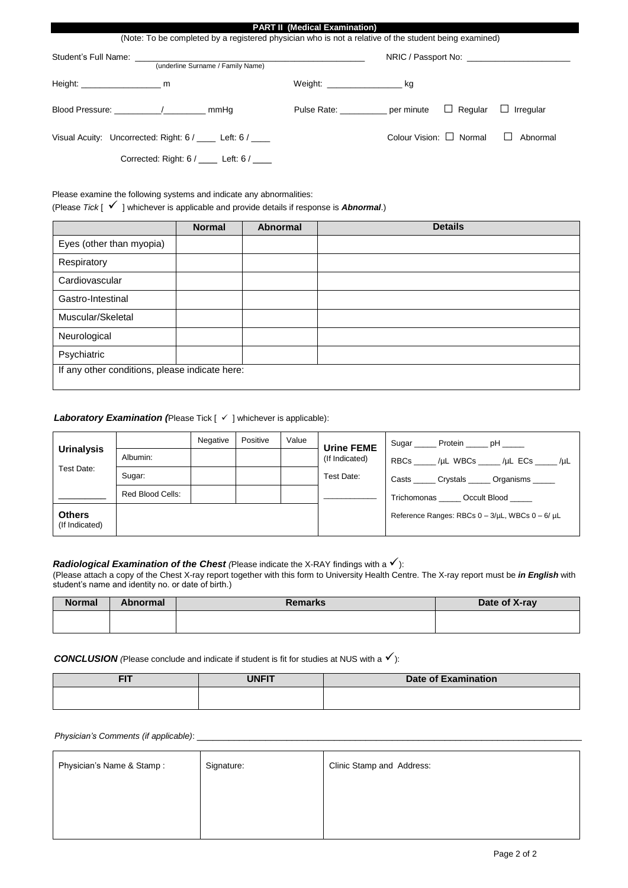## PART II (Medical Examination)

(Note: To be completed by a registered physician who is not a relative of the student being examined)

Student's Full Name: ______________________________ (underline Surname / Family Name) NRIC / Passport No: ______________________

Height: ________________ m Weight: ________________ kg

Blood Pressure: __________/_________ mmHg Pulse Rate: __________ per minute ☐ Regular ☐ Irregular

Visual Acuity: Uncorrected: Right: 6 / ____ Left: 6 / ____ Colour Vision: ☐ Normal ☐ Abnormal

Corrected: Right: 6 / ____ Left: 6 / ____

Please examine the following systems and indicate any abnormalities:
(Please *Tick* [ ✓ ] whichever is applicable and provide details if response is ***Abnormal***.)

| | Normal | Abnormal | Details |
|---|---|---|---|
| Eyes (other than myopia) | | | |
| Respiratory | | | |
| Cardiovascular | | | |
| Gastro-Intestinal | | | |
| Muscular/Skeletal | | | |
| Neurological | | | |
| Psychiatric | | | |
| If any other conditions, please indicate here: | | | |

***Laboratory Examination (****Please Tick [ ✓ ] whichever is applicable):*

| | | Negative | Positive | Value | | |
|---|---|---|---|---|---|---|
| **Urinalysis** Test Date: __________ | Albumin: | | | | **Urine FEME** (If Indicated) Test Date: ____________ | Sugar _____ Protein _____ pH _____ RBCs _____ /µL WBCs _____ /µL ECs _____ /µL Casts _____ Crystals _____ Organisms _____ Trichomonas _____ Occult Blood _____ Reference Ranges: RBCs 0 – 3/µL, WBCs 0 – 6/ µL |
| | Sugar: | | | | | |
| | Red Blood Cells: | | | | | |
| **Others** (If Indicated) | | | | | | |

***Radiological Examination of the Chest*** *(Please indicate the X-RAY findings with a ✓):*
(Please attach a copy of the Chest X-ray report together with this form to University Health Centre. The X-ray report must be ***in English*** with student's name and identity no. or date of birth.)

| Normal | Abnormal | Remarks | Date of X-ray |
|---|---|---|---|
| | | | |

***CONCLUSION*** *(Please conclude and indicate if student is fit for studies at NUS with a ✓):*

| FIT | UNFIT | Date of Examination |
|---|---|---|
| | | |

*Physician's Comments (if applicable)*: ______________________________________________

| Physician's Name & Stamp : | Signature: | Clinic Stamp and Address: |
|---|---|---|
| | | |